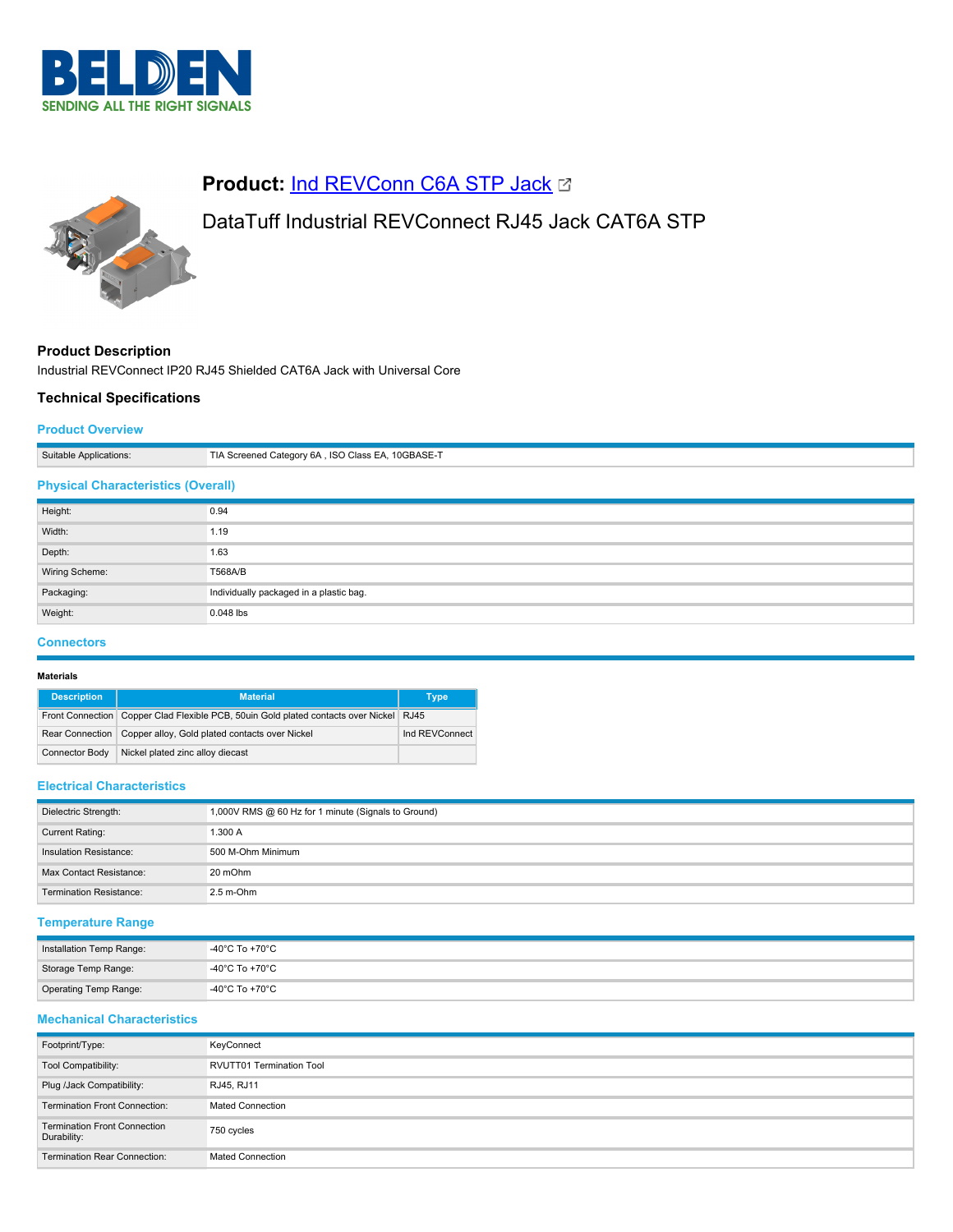**Product:** [Ind REVConn C6A STP Jack]

DataTuff Industrial REVConnect RJ45 Jack CAT6A STP

## Product Description

Industrial REVConnect IP20 RJ45 Shielded CAT6A Jack with Universal Core

## Technical Specifications

### Product Overview

| | |
|---|---|
| Suitable Applications: | TIA Screened Category 6A , ISO Class EA, 10GBASE-T |

### Physical Characteristics (Overall)

| | |
|---|---|
| Height: | 0.94 |
| Width: | 1.19 |
| Depth: | 1.63 |
| Wiring Scheme: | T568A/B |
| Packaging: | Individually packaged in a plastic bag. |
| Weight: | 0.048 lbs |

### Connectors

**Materials**

| Description | Material | Type |
|---|---|---|
| Front Connection | Copper Clad Flexible PCB, 50uin Gold plated contacts over Nickel | RJ45 |
| Rear Connection | Copper alloy, Gold plated contacts over Nickel | Ind REVConnect |
| Connector Body | Nickel plated zinc alloy diecast | |

### Electrical Characteristics

| | |
|---|---|
| Dielectric Strength: | 1,000V RMS @ 60 Hz for 1 minute (Signals to Ground) |
| Current Rating: | 1.300 A |
| Insulation Resistance: | 500 M-Ohm Minimum |
| Max Contact Resistance: | 20 mOhm |
| Termination Resistance: | 2.5 m-Ohm |

### Temperature Range

| | |
|---|---|
| Installation Temp Range: | -40°C To +70°C |
| Storage Temp Range: | -40°C To +70°C |
| Operating Temp Range: | -40°C To +70°C |

### Mechanical Characteristics

| | |
|---|---|
| Footprint/Type: | KeyConnect |
| Tool Compatibility: | RVUTT01 Termination Tool |
| Plug /Jack Compatibility: | RJ45, RJ11 |
| Termination Front Connection: | Mated Connection |
| Termination Front Connection Durability: | 750 cycles |
| Termination Rear Connection: | Mated Connection |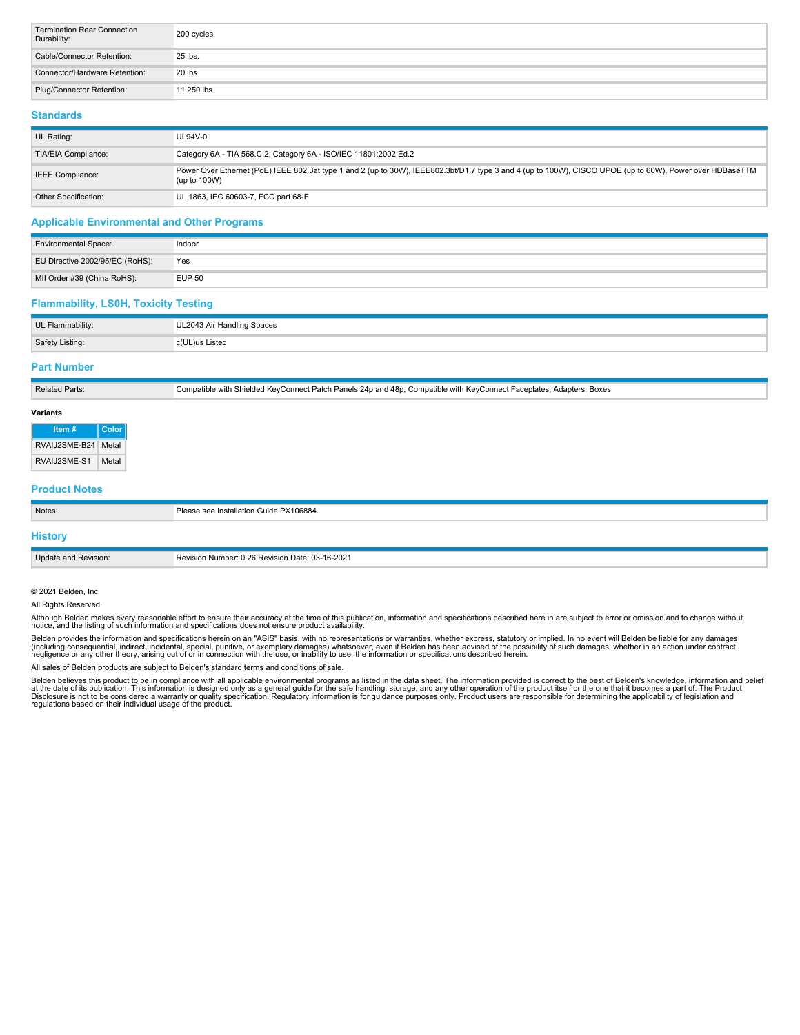| | |
|---|---|
| Termination Rear Connection Durability: | 200 cycles |
| Cable/Connector Retention: | 25 lbs. |
| Connector/Hardware Retention: | 20 lbs |
| Plug/Connector Retention: | 11.250 lbs |

## Standards

| | |
|---|---|
| UL Rating: | UL94V-0 |
| TIA/EIA Compliance: | Category 6A - TIA 568.C.2, Category 6A - ISO/IEC 11801:2002 Ed.2 |
| IEEE Compliance: | Power Over Ethernet (PoE) IEEE 802.3at type 1 and 2 (up to 30W), IEEE802.3bt/D1.7 type 3 and 4 (up to 100W), CISCO UPOE (up to 60W), Power over HDBaseTTM (up to 100W) |
| Other Specification: | UL 1863, IEC 60603-7, FCC part 68-F |

## Applicable Environmental and Other Programs

| | |
|---|---|
| Environmental Space: | Indoor |
| EU Directive 2002/95/EC (RoHS): | Yes |
| MII Order #39 (China RoHS): | EUP 50 |

## Flammability, LS0H, Toxicity Testing

| | |
|---|---|
| UL Flammability: | UL2043 Air Handling Spaces |
| Safety Listing: | c(UL)us Listed |

## Part Number

| | |
|---|---|
| Related Parts: | Compatible with Shielded KeyConnect Patch Panels 24p and 48p, Compatible with KeyConnect Faceplates, Adapters, Boxes |

**Variants**

| Item # | Color |
|---|---|
| RVAIJ2SME-B24 | Metal |
| RVAIJ2SME-S1 | Metal |

## Product Notes

| | |
|---|---|
| Notes: | Please see Installation Guide PX106884. |

## History

| | |
|---|---|
| Update and Revision: | Revision Number: 0.26 Revision Date: 03-16-2021 |

© 2021 Belden, Inc

All Rights Reserved.

Although Belden makes every reasonable effort to ensure their accuracy at the time of this publication, information and specifications described here in are subject to error or omission and to change without notice, and the listing of such information and specifications does not ensure product availability.

Belden provides the information and specifications herein on an "ASIS" basis, with no representations or warranties, whether express, statutory or implied. In no event will Belden be liable for any damages (including consequential, indirect, incidental, special, punitive, or exemplary damages) whatsoever, even if Belden has been advised of the possibility of such damages, whether in an action under contract, negligence or any other theory, arising out of or in connection with the use, or inability to use, the information or specifications described herein.

All sales of Belden products are subject to Belden's standard terms and conditions of sale.

Belden believes this product to be in compliance with all applicable environmental programs as listed in the data sheet. The information provided is correct to the best of Belden's knowledge, information and belief at the date of its publication. This information is designed only as a general guide for the safe handling, storage, and any other operation of the product itself or the one that it becomes a part of. The Product Disclosure is not to be considered a warranty or quality specification. Regulatory information is for guidance purposes only. Product users are responsible for determining the applicability of legislation and regulations based on their individual usage of the product.